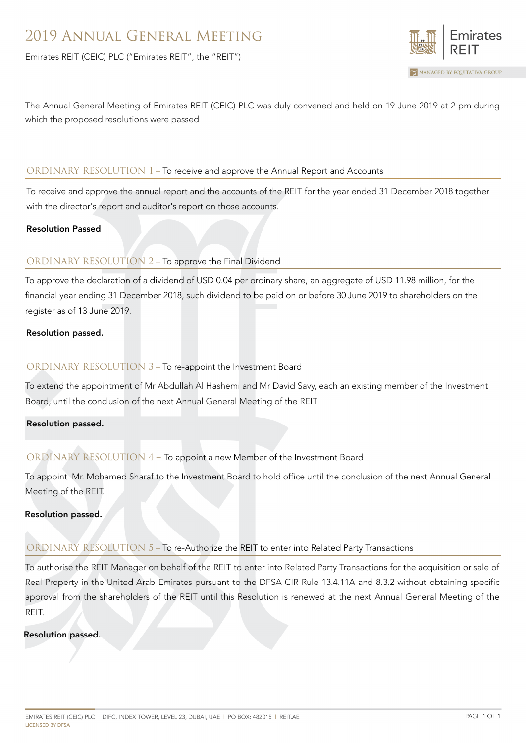# 2019 Annual General Meeting

Emirates REIT (CEIC) PLC ("Emirates REIT", the "REIT")

The Annual General Meeting of Emirates REIT (CEIC) PLC was duly convened and held on 19 June 2019 at 2 pm during which the proposed resolutions were passed

## ORDINARY RESOLUTION 1 – To receive and approve the Annual Report and Accounts

To receive and approve the annual report and the accounts of the REIT for the year ended 31 December 2018 together with the director's report and auditor's report on those accounts.

**Resolution Passed**

## ORDINARY RESOLUTION 2 – To approve the Final Dividend

To approve the declaration of a dividend of USD 0.04 per ordinary share, an aggregate of USD 11.98 million, for the financial year ending 31 December 2018, such dividend to be paid on or before 30 June 2019 to shareholders on the register as of 13 June 2019.

**Resolution passed.**

## ORDINARY RESOLUTION 3 – To re-appoint the Investment Board

To extend the appointment of Mr Abdullah Al Hashemi and Mr David Savy, each an existing member of the Investment Board, until the conclusion of the next Annual General Meeting of the REIT

**Resolution passed.**

## ORDINARY RESOLUTION 4 – To appoint a new Member of the Investment Board

To appoint Mr. Mohamed Sharaf to the Investment Board to hold office until the conclusion of the next Annual General Meeting of the REIT.

**Resolution passed.**

## ORDINARY RESOLUTION 5 – To re-Authorize the REIT to enter into Related Party Transactions

To authorise the REIT Manager on behalf of the REIT to enter into Related Party Transactions for the acquisition or sale of Real Property in the United Arab Emirates pursuant to the DFSA CIR Rule 13.4.11A and 8.3.2 without obtaining specific approval from the shareholders of the REIT until this Resolution is renewed at the next Annual General Meeting of the REIT.

**Resolution passed.**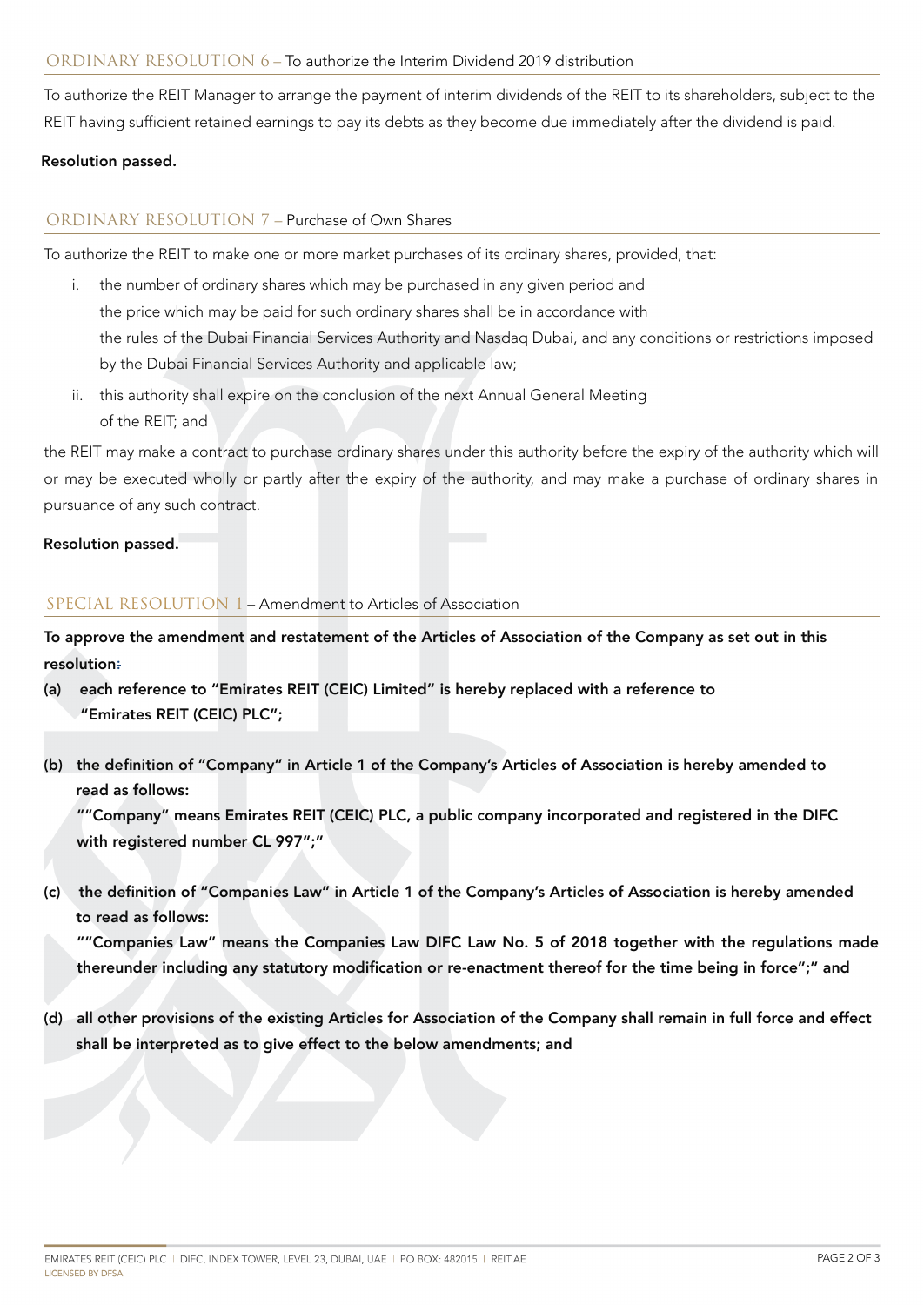## ORDINARY RESOLUTION 6 – To authorize the Interim Dividend 2019 distribution

To authorize the REIT Manager to arrange the payment of interim dividends of the REIT to its shareholders, subject to the REIT having sufficient retained earnings to pay its debts as they become due immediately after the dividend is paid.

**Resolution passed.**

## ORDINARY RESOLUTION 7 – Purchase of Own Shares

To authorize the REIT to make one or more market purchases of its ordinary shares, provided, that:

i. the number of ordinary shares which may be purchased in any given period and the price which may be paid for such ordinary shares shall be in accordance with the rules of the Dubai Financial Services Authority and Nasdaq Dubai, and any conditions or restrictions imposed by the Dubai Financial Services Authority and applicable law;

ii. this authority shall expire on the conclusion of the next Annual General Meeting of the REIT; and

the REIT may make a contract to purchase ordinary shares under this authority before the expiry of the authority which will or may be executed wholly or partly after the expiry of the authority, and may make a purchase of ordinary shares in pursuance of any such contract.

**Resolution passed.**

## SPECIAL RESOLUTION 1 – Amendment to Articles of Association

**To approve the amendment and restatement of the Articles of Association of the Company as set out in this resolution:**

**(a) each reference to "Emirates REIT (CEIC) Limited" is hereby replaced with a reference to "Emirates REIT (CEIC) PLC";**

**(b) the definition of "Company" in Article 1 of the Company's Articles of Association is hereby amended to read as follows:**
**""Company" means Emirates REIT (CEIC) PLC, a public company incorporated and registered in the DIFC with registered number CL 997";"**

**(c) the definition of "Companies Law" in Article 1 of the Company's Articles of Association is hereby amended to read as follows:**
**""Companies Law" means the Companies Law DIFC Law No. 5 of 2018 together with the regulations made thereunder including any statutory modification or re-enactment thereof for the time being in force";" and**

**(d) all other provisions of the existing Articles for Association of the Company shall remain in full force and effect shall be interpreted as to give effect to the below amendments; and**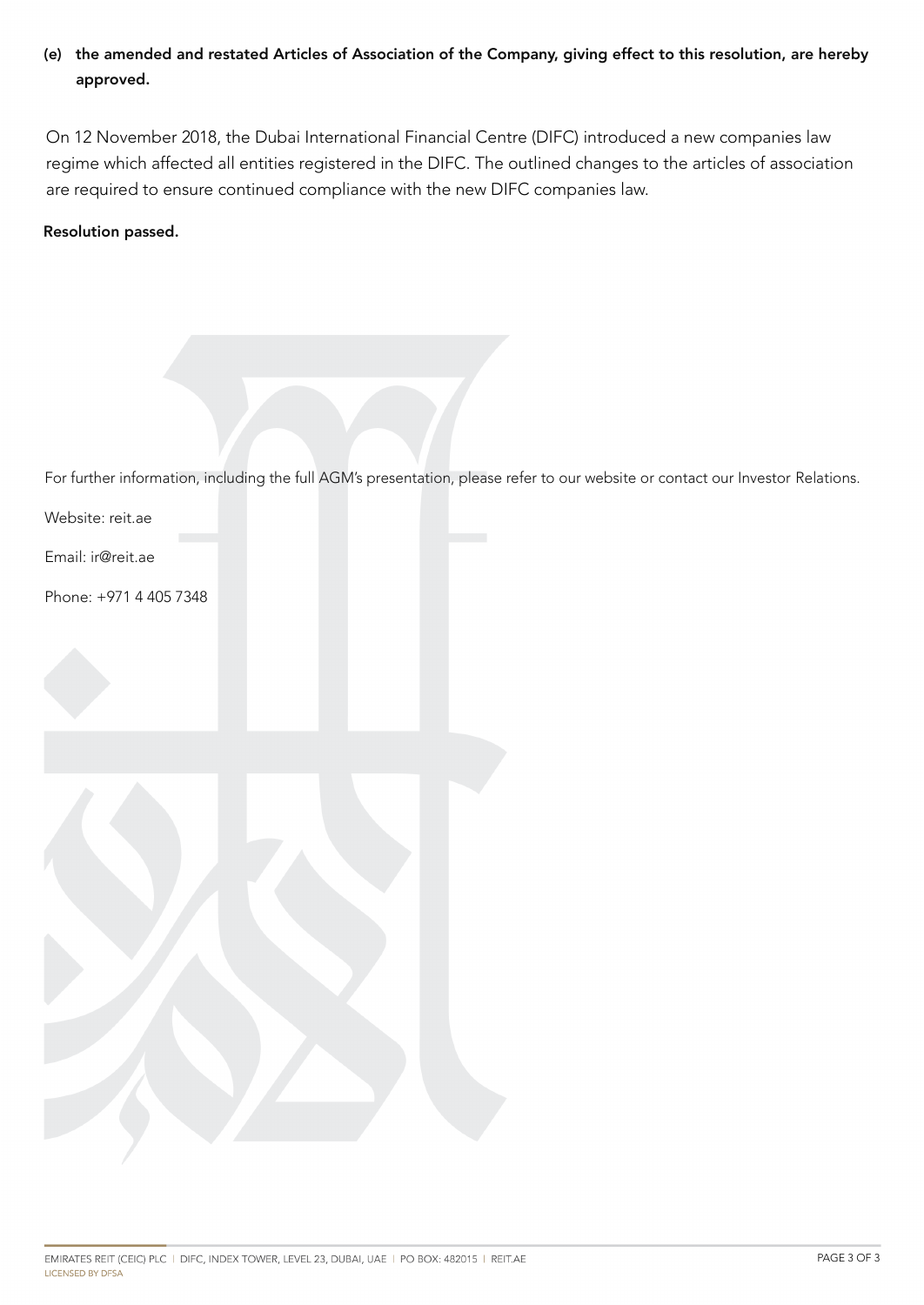**(e) the amended and restated Articles of Association of the Company, giving effect to this resolution, are hereby approved.**

On 12 November 2018, the Dubai International Financial Centre (DIFC) introduced a new companies law regime which affected all entities registered in the DIFC. The outlined changes to the articles of association are required to ensure continued compliance with the new DIFC companies law.

**Resolution passed.**

For further information, including the full AGM's presentation, please refer to our website or contact our Investor Relations.

Website: reit.ae

Email: ir@reit.ae

Phone: +971 4 405 7348